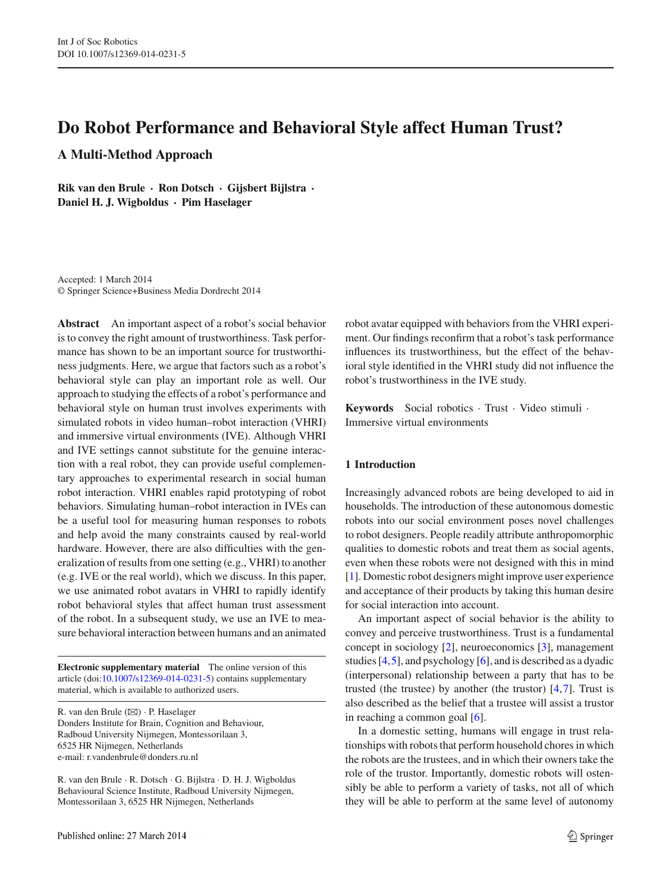# Do Robot Performance and Behavioral Style affect Human Trust?

## A Multi-Method Approach

**Rik van den Brule · Ron Dotsch · Gijsbert Bijlstra · Daniel H. J. Wigboldus · Pim Haselager**

Accepted: 1 March 2014
© Springer Science+Business Media Dordrecht 2014

**Abstract** An important aspect of a robot's social behavior is to convey the right amount of trustworthiness. Task performance has shown to be an important source for trustworthiness judgments. Here, we argue that factors such as a robot's behavioral style can play an important role as well. Our approach to studying the effects of a robot's performance and behavioral style on human trust involves experiments with simulated robots in video human–robot interaction (VHRI) and immersive virtual environments (IVE). Although VHRI and IVE settings cannot substitute for the genuine interaction with a real robot, they can provide useful complementary approaches to experimental research in social human robot interaction. VHRI enables rapid prototyping of robot behaviors. Simulating human–robot interaction in IVEs can be a useful tool for measuring human responses to robots and help avoid the many constraints caused by real-world hardware. However, there are also difficulties with the generalization of results from one setting (e.g., VHRI) to another (e.g. IVE or the real world), which we discuss. In this paper, we use animated robot avatars in VHRI to rapidly identify robot behavioral styles that affect human trust assessment of the robot. In a subsequent study, we use an IVE to measure behavioral interaction between humans and an animated robot avatar equipped with behaviors from the VHRI experiment. Our findings reconfirm that a robot's task performance influences its trustworthiness, but the effect of the behavioral style identified in the VHRI study did not influence the robot's trustworthiness in the IVE study.

**Keywords** Social robotics · Trust · Video stimuli · Immersive virtual environments

**Electronic supplementary material** The online version of this article (doi:10.1007/s12369-014-0231-5) contains supplementary material, which is available to authorized users.

R. van den Brule (✉) · P. Haselager
Donders Institute for Brain, Cognition and Behaviour, Radboud University Nijmegen, Montessorilaan 3, 6525 HR Nijmegen, Netherlands
e-mail: r.vandenbrule@donders.ru.nl

R. van den Brule · R. Dotsch · G. Bijlstra · D. H. J. Wigboldus
Behavioural Science Institute, Radboud University Nijmegen, Montessorilaan 3, 6525 HR Nijmegen, Netherlands

## 1 Introduction

Increasingly advanced robots are being developed to aid in households. The introduction of these autonomous domestic robots into our social environment poses novel challenges to robot designers. People readily attribute anthropomorphic qualities to domestic robots and treat them as social agents, even when these robots were not designed with this in mind [1]. Domestic robot designers might improve user experience and acceptance of their products by taking this human desire for social interaction into account.

An important aspect of social behavior is the ability to convey and perceive trustworthiness. Trust is a fundamental concept in sociology [2], neuroeconomics [3], management studies [4,5], and psychology [6], and is described as a dyadic (interpersonal) relationship between a party that has to be trusted (the trustee) by another (the trustor) [4,7]. Trust is also described as the belief that a trustee will assist a trustor in reaching a common goal [6].

In a domestic setting, humans will engage in trust relationships with robots that perform household chores in which the robots are the trustees, and in which their owners take the role of the trustor. Importantly, domestic robots will ostensibly be able to perform a variety of tasks, not all of which they will be able to perform at the same level of autonomy

Published online: 27 March 2014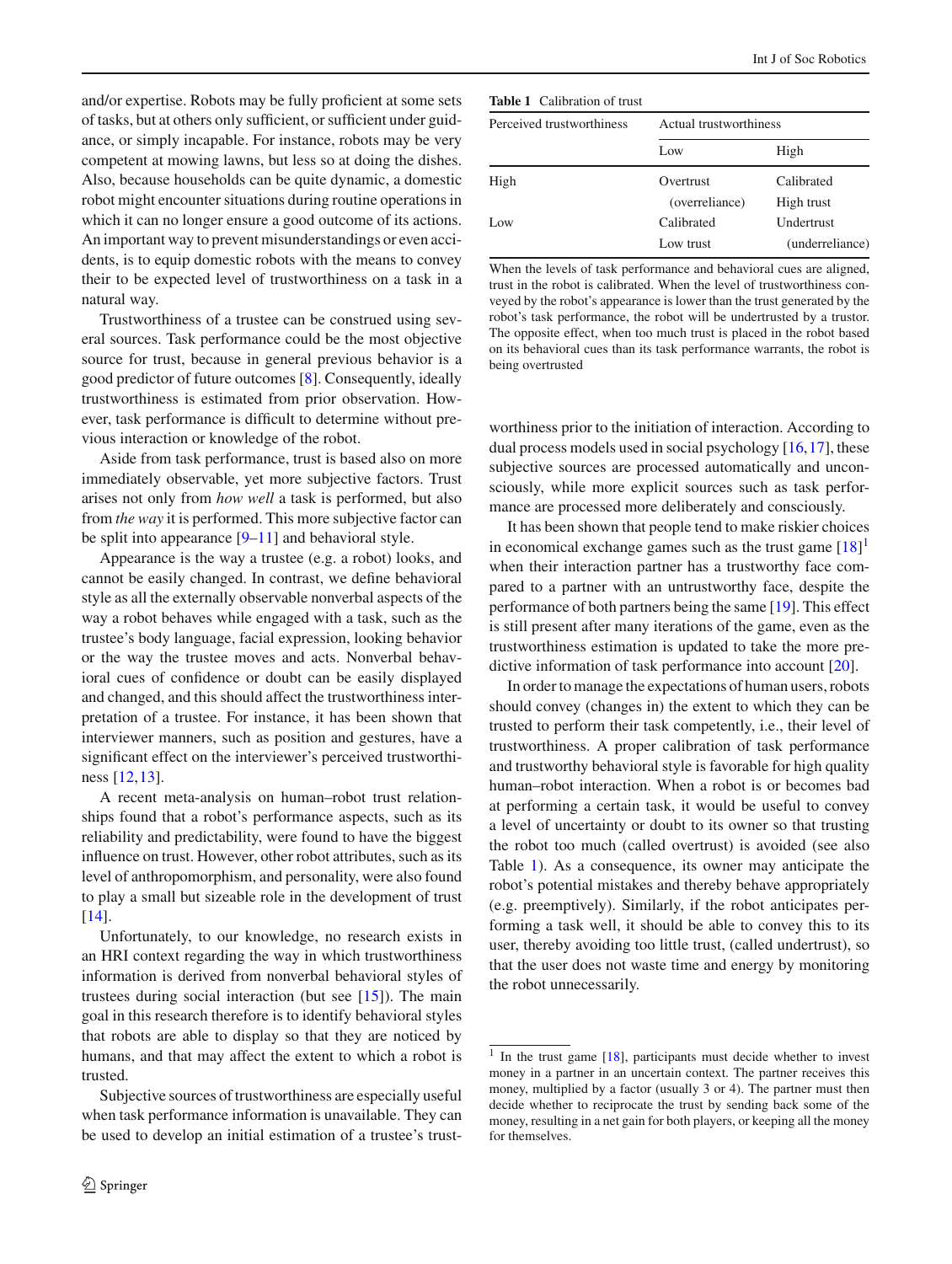and/or expertise. Robots may be fully proficient at some sets of tasks, but at others only sufficient, or sufficient under guidance, or simply incapable. For instance, robots may be very competent at mowing lawns, but less so at doing the dishes. Also, because households can be quite dynamic, a domestic robot might encounter situations during routine operations in which it can no longer ensure a good outcome of its actions. An important way to prevent misunderstandings or even accidents, is to equip domestic robots with the means to convey their to be expected level of trustworthiness on a task in a natural way.

Trustworthiness of a trustee can be construed using several sources. Task performance could be the most objective source for trust, because in general previous behavior is a good predictor of future outcomes [8]. Consequently, ideally trustworthiness is estimated from prior observation. However, task performance is difficult to determine without previous interaction or knowledge of the robot.

Aside from task performance, trust is based also on more immediately observable, yet more subjective factors. Trust arises not only from *how well* a task is performed, but also from *the way* it is performed. This more subjective factor can be split into appearance [9–11] and behavioral style.

Appearance is the way a trustee (e.g. a robot) looks, and cannot be easily changed. In contrast, we define behavioral style as all the externally observable nonverbal aspects of the way a robot behaves while engaged with a task, such as the trustee's body language, facial expression, looking behavior or the way the trustee moves and acts. Nonverbal behavioral cues of confidence or doubt can be easily displayed and changed, and this should affect the trustworthiness interpretation of a trustee. For instance, it has been shown that interviewer manners, such as position and gestures, have a significant effect on the interviewer's perceived trustworthiness [12,13].

A recent meta-analysis on human–robot trust relationships found that a robot's performance aspects, such as its reliability and predictability, were found to have the biggest influence on trust. However, other robot attributes, such as its level of anthropomorphism, and personality, were also found to play a small but sizeable role in the development of trust [14].

Unfortunately, to our knowledge, no research exists in an HRI context regarding the way in which trustworthiness information is derived from nonverbal behavioral styles of trustees during social interaction (but see [15]). The main goal in this research therefore is to identify behavioral styles that robots are able to display so that they are noticed by humans, and that may affect the extent to which a robot is trusted.

Subjective sources of trustworthiness are especially useful when task performance information is unavailable. They can be used to develop an initial estimation of a trustee's trustworthiness prior to the initiation of interaction. According to dual process models used in social psychology [16,17], these subjective sources are processed automatically and unconsciously, while more explicit sources such as task performance are processed more deliberately and consciously.

**Table 1** Calibration of trust

| Perceived trustworthiness | Actual trustworthiness | |
|---|---|---|
| | Low | High |
| High | Overtrust (overreliance) | Calibrated High trust |
| Low | Calibrated Low trust | Undertrust (underreliance) |

When the levels of task performance and behavioral cues are aligned, trust in the robot is calibrated. When the level of trustworthiness conveyed by the robot's appearance is lower than the trust generated by the robot's task performance, the robot will be undertrusted by a trustor. The opposite effect, when too much trust is placed in the robot based on its behavioral cues than its task performance warrants, the robot is being overtrusted

It has been shown that people tend to make riskier choices in economical exchange games such as the trust game [18][1] when their interaction partner has a trustworthy face compared to a partner with an untrustworthy face, despite the performance of both partners being the same [19]. This effect is still present after many iterations of the game, even as the trustworthiness estimation is updated to take the more predictive information of task performance into account [20].

In order to manage the expectations of human users, robots should convey (changes in) the extent to which they can be trusted to perform their task competently, i.e., their level of trustworthiness. A proper calibration of task performance and trustworthy behavioral style is favorable for high quality human–robot interaction. When a robot is or becomes bad at performing a certain task, it would be useful to convey a level of uncertainty or doubt to its owner so that trusting the robot too much (called overtrust) is avoided (see also Table 1). As a consequence, its owner may anticipate the robot's potential mistakes and thereby behave appropriately (e.g. preemptively). Similarly, if the robot anticipates performing a task well, it should be able to convey this to its user, thereby avoiding too little trust, (called undertrust), so that the user does not waste time and energy by monitoring the robot unnecessarily.

[1] In the trust game [18], participants must decide whether to invest money in a partner in an uncertain context. The partner receives this money, multiplied by a factor (usually 3 or 4). The partner must then decide whether to reciprocate the trust by sending back some of the money, resulting in a net gain for both players, or keeping all the money for themselves.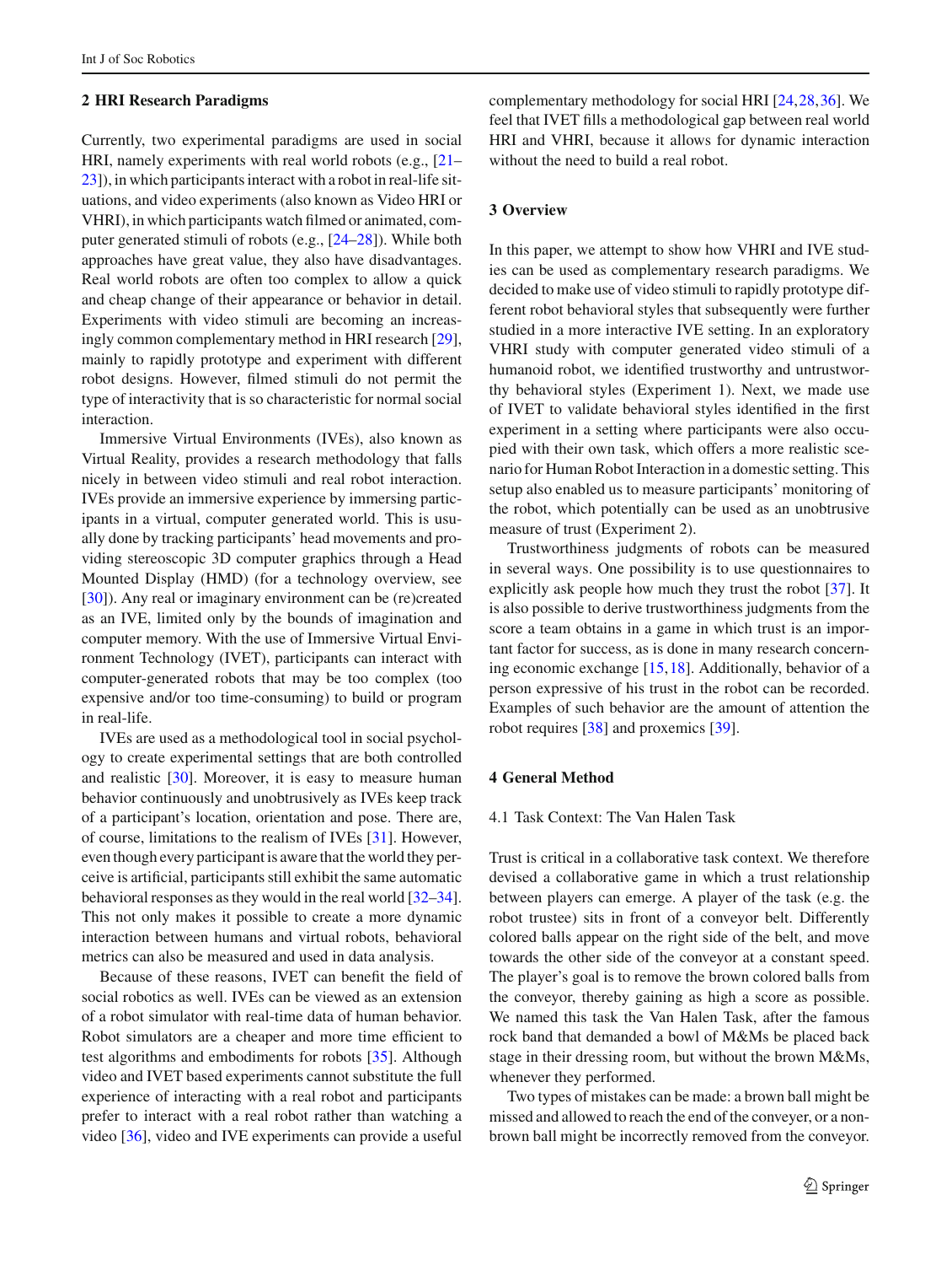## 2 HRI Research Paradigms

Currently, two experimental paradigms are used in social HRI, namely experiments with real world robots (e.g., [21–23]), in which participants interact with a robot in real-life situations, and video experiments (also known as Video HRI or VHRI), in which participants watch filmed or animated, computer generated stimuli of robots (e.g., [24–28]). While both approaches have great value, they also have disadvantages. Real world robots are often too complex to allow a quick and cheap change of their appearance or behavior in detail. Experiments with video stimuli are becoming an increasingly common complementary method in HRI research [29], mainly to rapidly prototype and experiment with different robot designs. However, filmed stimuli do not permit the type of interactivity that is so characteristic for normal social interaction.

Immersive Virtual Environments (IVEs), also known as Virtual Reality, provides a research methodology that falls nicely in between video stimuli and real robot interaction. IVEs provide an immersive experience by immersing participants in a virtual, computer generated world. This is usually done by tracking participants' head movements and providing stereoscopic 3D computer graphics through a Head Mounted Display (HMD) (for a technology overview, see [30]). Any real or imaginary environment can be (re)created as an IVE, limited only by the bounds of imagination and computer memory. With the use of Immersive Virtual Environment Technology (IVET), participants can interact with computer-generated robots that may be too complex (too expensive and/or too time-consuming) to build or program in real-life.

IVEs are used as a methodological tool in social psychology to create experimental settings that are both controlled and realistic [30]. Moreover, it is easy to measure human behavior continuously and unobtrusively as IVEs keep track of a participant's location, orientation and pose. There are, of course, limitations to the realism of IVEs [31]. However, even though every participant is aware that the world they perceive is artificial, participants still exhibit the same automatic behavioral responses as they would in the real world [32–34]. This not only makes it possible to create a more dynamic interaction between humans and virtual robots, behavioral metrics can also be measured and used in data analysis.

Because of these reasons, IVET can benefit the field of social robotics as well. IVEs can be viewed as an extension of a robot simulator with real-time data of human behavior. Robot simulators are a cheaper and more time efficient to test algorithms and embodiments for robots [35]. Although video and IVET based experiments cannot substitute the full experience of interacting with a real robot and participants prefer to interact with a real robot rather than watching a video [36], video and IVE experiments can provide a useful complementary methodology for social HRI [24,28,36]. We feel that IVET fills a methodological gap between real world HRI and VHRI, because it allows for dynamic interaction without the need to build a real robot.

## 3 Overview

In this paper, we attempt to show how VHRI and IVE studies can be used as complementary research paradigms. We decided to make use of video stimuli to rapidly prototype different robot behavioral styles that subsequently were further studied in a more interactive IVE setting. In an exploratory VHRI study with computer generated video stimuli of a humanoid robot, we identified trustworthy and untrustworthy behavioral styles (Experiment 1). Next, we made use of IVET to validate behavioral styles identified in the first experiment in a setting where participants were also occupied with their own task, which offers a more realistic scenario for Human Robot Interaction in a domestic setting. This setup also enabled us to measure participants' monitoring of the robot, which potentially can be used as an unobtrusive measure of trust (Experiment 2).

Trustworthiness judgments of robots can be measured in several ways. One possibility is to use questionnaires to explicitly ask people how much they trust the robot [37]. It is also possible to derive trustworthiness judgments from the score a team obtains in a game in which trust is an important factor for success, as is done in many research concerning economic exchange [15,18]. Additionally, behavior of a person expressive of his trust in the robot can be recorded. Examples of such behavior are the amount of attention the robot requires [38] and proxemics [39].

## 4 General Method

### 4.1 Task Context: The Van Halen Task

Trust is critical in a collaborative task context. We therefore devised a collaborative game in which a trust relationship between players can emerge. A player of the task (e.g. the robot trustee) sits in front of a conveyor belt. Differently colored balls appear on the right side of the belt, and move towards the other side of the conveyor at a constant speed. The player's goal is to remove the brown colored balls from the conveyor, thereby gaining as high a score as possible. We named this task the Van Halen Task, after the famous rock band that demanded a bowl of M&Ms be placed back stage in their dressing room, but without the brown M&Ms, whenever they performed.

Two types of mistakes can be made: a brown ball might be missed and allowed to reach the end of the conveyer, or a non-brown ball might be incorrectly removed from the conveyor.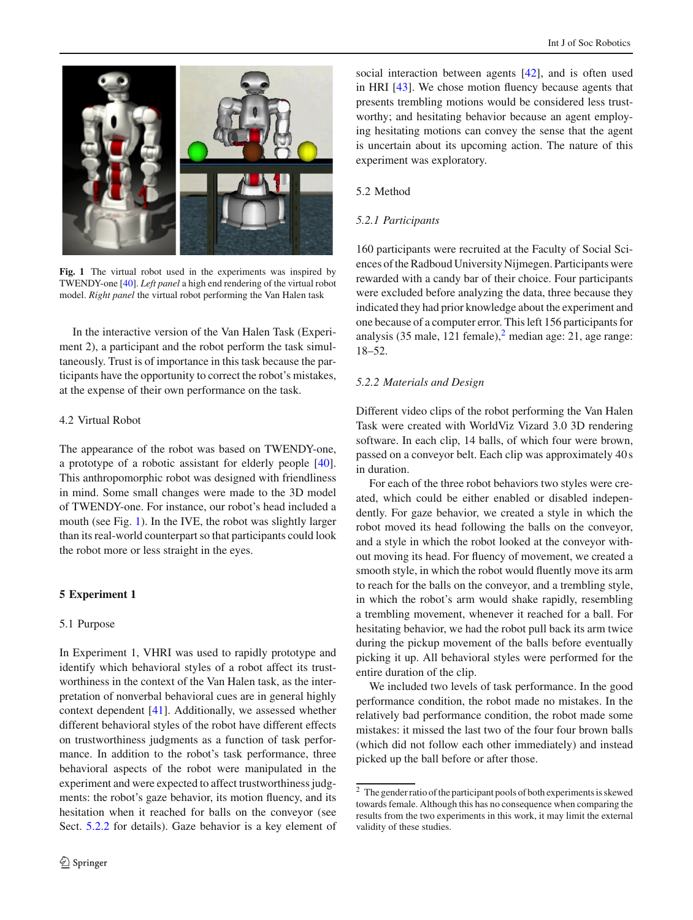**Fig. 1** The virtual robot used in the experiments was inspired by TWENDY-one [40]. *Left panel* a high end rendering of the virtual robot model. *Right panel* the virtual robot performing the Van Halen task

In the interactive version of the Van Halen Task (Experiment 2), a participant and the robot perform the task simultaneously. Trust is of importance in this task because the participants have the opportunity to correct the robot's mistakes, at the expense of their own performance on the task.

### 4.2 Virtual Robot

The appearance of the robot was based on TWENDY-one, a prototype of a robotic assistant for elderly people [40]. This anthropomorphic robot was designed with friendliness in mind. Some small changes were made to the 3D model of TWENDY-one. For instance, our robot's head included a mouth (see Fig. 1). In the IVE, the robot was slightly larger than its real-world counterpart so that participants could look the robot more or less straight in the eyes.

## 5 Experiment 1

### 5.1 Purpose

In Experiment 1, VHRI was used to rapidly prototype and identify which behavioral styles of a robot affect its trustworthiness in the context of the Van Halen task, as the interpretation of nonverbal behavioral cues are in general highly context dependent [41]. Additionally, we assessed whether different behavioral styles of the robot have different effects on trustworthiness judgments as a function of task performance. In addition to the robot's task performance, three behavioral aspects of the robot were manipulated in the experiment and were expected to affect trustworthiness judgments: the robot's gaze behavior, its motion fluency, and its hesitation when it reached for balls on the conveyor (see Sect. 5.2.2 for details). Gaze behavior is a key element of social interaction between agents [42], and is often used in HRI [43]. We chose motion fluency because agents that presents trembling motions would be considered less trustworthy; and hesitating behavior because an agent employing hesitating motions can convey the sense that the agent is uncertain about its upcoming action. The nature of this experiment was exploratory.

### 5.2 Method

#### *5.2.1 Participants*

160 participants were recruited at the Faculty of Social Sciences of the Radboud University Nijmegen. Participants were rewarded with a candy bar of their choice. Four participants were excluded before analyzing the data, three because they indicated they had prior knowledge about the experiment and one because of a computer error. This left 156 participants for analysis (35 male, 121 female),[2] median age: 21, age range: 18–52.

#### *5.2.2 Materials and Design*

Different video clips of the robot performing the Van Halen Task were created with WorldViz Vizard 3.0 3D rendering software. In each clip, 14 balls, of which four were brown, passed on a conveyor belt. Each clip was approximately 40 s in duration.

For each of the three robot behaviors two styles were created, which could be either enabled or disabled independently. For gaze behavior, we created a style in which the robot moved its head following the balls on the conveyor, and a style in which the robot looked at the conveyor without moving its head. For fluency of movement, we created a smooth style, in which the robot would fluently move its arm to reach for the balls on the conveyor, and a trembling style, in which the robot's arm would shake rapidly, resembling a trembling movement, whenever it reached for a ball. For hesitating behavior, we had the robot pull back its arm twice during the pickup movement of the balls before eventually picking it up. All behavioral styles were performed for the entire duration of the clip.

We included two levels of task performance. In the good performance condition, the robot made no mistakes. In the relatively bad performance condition, the robot made some mistakes: it missed the last two of the four four brown balls (which did not follow each other immediately) and instead picked up the ball before or after those.

[2] The gender ratio of the participant pools of both experiments is skewed towards female. Although this has no consequence when comparing the results from the two experiments in this work, it may limit the external validity of these studies.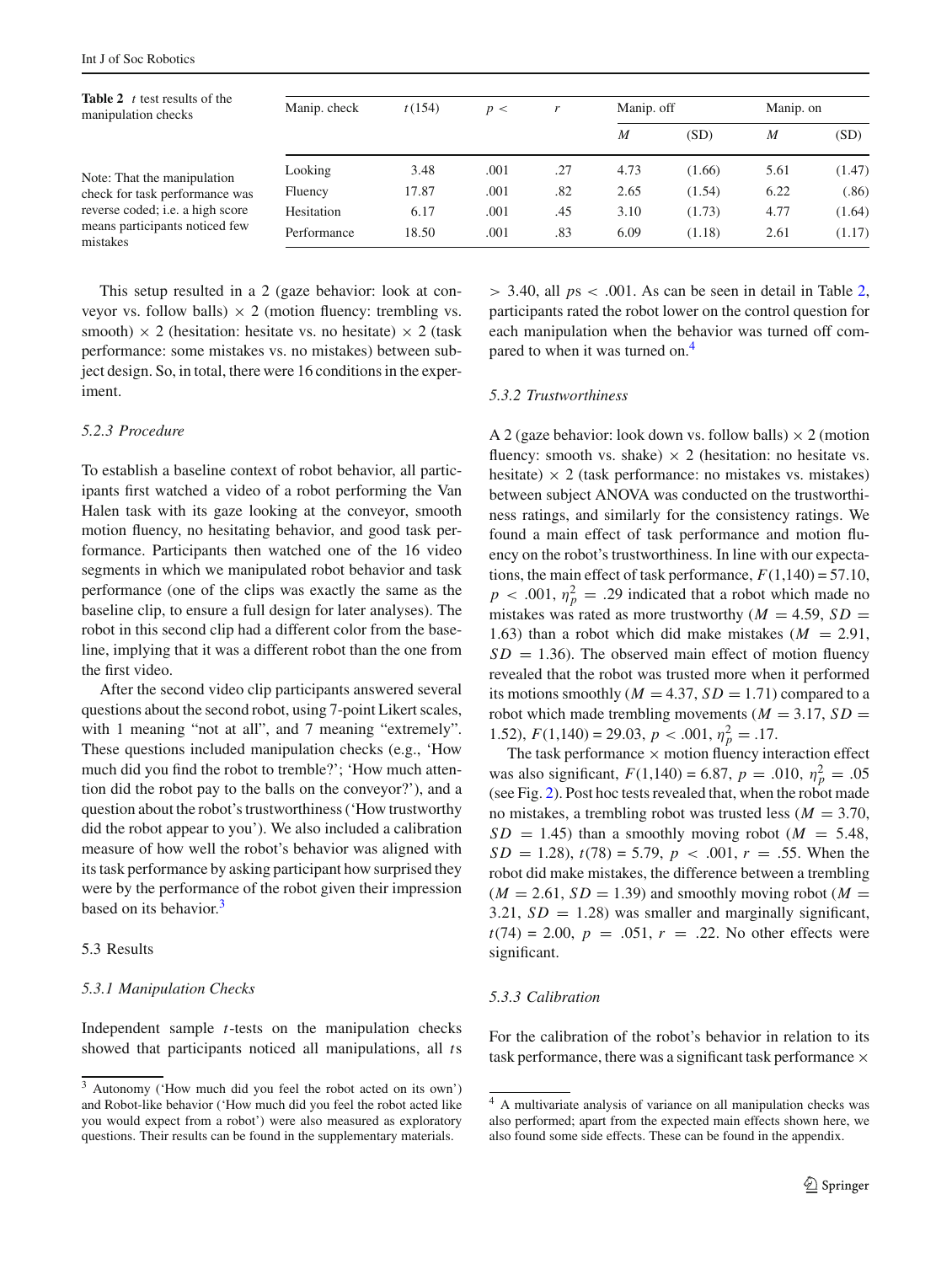**Table 2** *t* test results of the manipulation checks

Note: That the manipulation check for task performance was reverse coded; i.e. a high score means participants noticed few mistakes

| Manip. check | $t(154)$ | $p <$ | $r$ | Manip. off | | Manip. on | |
|---|---|---|---|---|---|---|---|
| | | | | $M$ | (SD) | $M$ | (SD) |
| Looking | 3.48 | .001 | .27 | 4.73 | (1.66) | 5.61 | (1.47) |
| Fluency | 17.87 | .001 | .82 | 2.65 | (1.54) | 6.22 | (.86) |
| Hesitation | 6.17 | .001 | .45 | 3.10 | (1.73) | 4.77 | (1.64) |
| Performance | 18.50 | .001 | .83 | 6.09 | (1.18) | 2.61 | (1.17) |

This setup resulted in a 2 (gaze behavior: look at conveyor vs. follow balls) × 2 (motion fluency: trembling vs. smooth) × 2 (hesitation: hesitate vs. no hesitate) × 2 (task performance: some mistakes vs. no mistakes) between subject design. So, in total, there were 16 conditions in the experiment.

#### 5.2.3 Procedure

To establish a baseline context of robot behavior, all participants first watched a video of a robot performing the Van Halen task with its gaze looking at the conveyor, smooth motion fluency, no hesitating behavior, and good task performance. Participants then watched one of the 16 video segments in which we manipulated robot behavior and task performance (one of the clips was exactly the same as the baseline clip, to ensure a full design for later analyses). The robot in this second clip had a different color from the baseline, implying that it was a different robot than the one from the first video.

After the second video clip participants answered several questions about the second robot, using 7-point Likert scales, with 1 meaning "not at all", and 7 meaning "extremely". These questions included manipulation checks (e.g., 'How much did you find the robot to tremble?'; 'How much attention did the robot pay to the balls on the conveyor?'), and a question about the robot's trustworthiness ('How trustworthy did the robot appear to you'). We also included a calibration measure of how well the robot's behavior was aligned with its task performance by asking participant how surprised they were by the performance of the robot given their impression based on its behavior.[3]

### 5.3 Results

#### 5.3.1 Manipulation Checks

Independent sample *t*-tests on the manipulation checks showed that participants noticed all manipulations, all *t*s $> 3.40$, all $ps < .001$. As can be seen in detail in Table 2, participants rated the robot lower on the control question for each manipulation when the behavior was turned off compared to when it was turned on.[4]

#### 5.3.2 Trustworthiness

A 2 (gaze behavior: look down vs. follow balls) × 2 (motion fluency: smooth vs. shake) × 2 (hesitation: no hesitate vs. hesitate) × 2 (task performance: no mistakes vs. mistakes) between subject ANOVA was conducted on the trustworthiness ratings, and similarly for the consistency ratings. We found a main effect of task performance and motion fluency on the robot's trustworthiness. In line with our expectations, the main effect of task performance, $F(1{,}140) = 57.10$, $p < .001$, $\eta_p^2 = .29$ indicated that a robot which made no mistakes was rated as more trustworthy ($M = 4.59$, $SD = 1.63$) than a robot which did make mistakes ($M = 2.91$, $SD = 1.36$). The observed main effect of motion fluency revealed that the robot was trusted more when it performed its motions smoothly ($M = 4.37$, $SD = 1.71$) compared to a robot which made trembling movements ($M = 3.17$, $SD = 1.52$), $F(1{,}140) = 29.03$, $p < .001$, $\eta_p^2 = .17$.

The task performance × motion fluency interaction effect was also significant, $F(1{,}140) = 6.87$, $p = .010$, $\eta_p^2 = .05$ (see Fig. 2). Post hoc tests revealed that, when the robot made no mistakes, a trembling robot was trusted less ($M = 3.70$, $SD = 1.45$) than a smoothly moving robot ($M = 5.48$, $SD = 1.28$), $t(78) = 5.79$, $p < .001$, $r = .55$. When the robot did make mistakes, the difference between a trembling ($M = 2.61$, $SD = 1.39$) and smoothly moving robot ($M = 3.21$, $SD = 1.28$) was smaller and marginally significant, $t(74) = 2.00$, $p = .051$, $r = .22$. No other effects were significant.

#### 5.3.3 Calibration

For the calibration of the robot's behavior in relation to its task performance, there was a significant task performance ×

[3] Autonomy ('How much did you feel the robot acted on its own') and Robot-like behavior ('How much did you feel the robot acted like you would expect from a robot') were also measured as exploratory questions. Their results can be found in the supplementary materials.

[4] A multivariate analysis of variance on all manipulation checks was also performed; apart from the expected main effects shown here, we also found some side effects. These can be found in the appendix.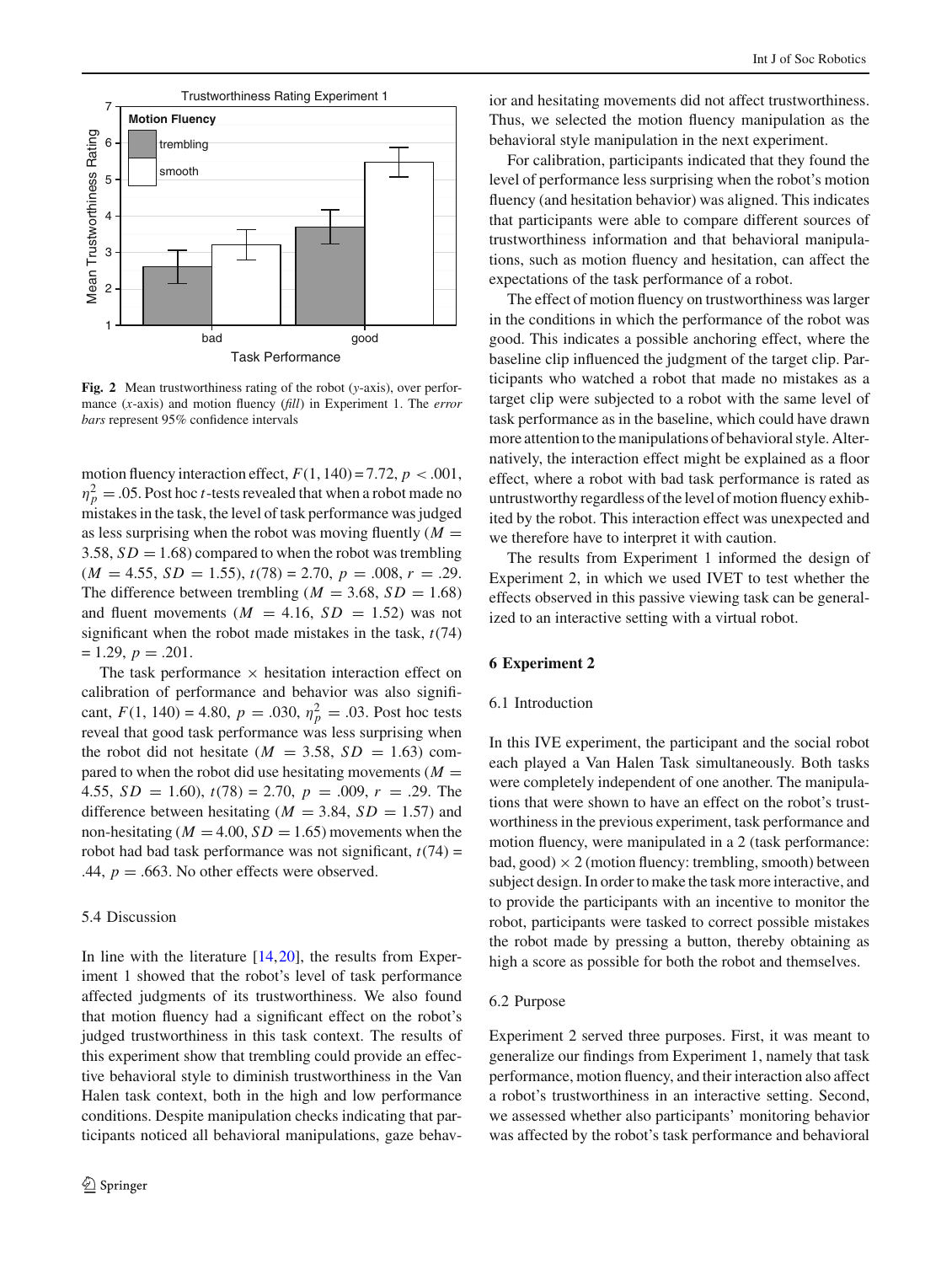Trustworthiness Rating Experiment 1

Motion Fluency

trembling

smooth

Mean Trustworthiness Rating

7

6

5

4

3

2

1

bad

good

Task Performance

**Fig. 2** Mean trustworthiness rating of the robot (*y*-axis), over performance (*x*-axis) and motion fluency (*fill*) in Experiment 1. The *error bars* represent 95% confidence intervals

motion fluency interaction effect, $F(1, 140) = 7.72$, $p < .001$, $\eta_p^2 = .05$. Post hoc *t*-tests revealed that when a robot made no mistakes in the task, the level of task performance was judged as less surprising when the robot was moving fluently ($M = 3.58$, $SD = 1.68$) compared to when the robot was trembling ($M = 4.55$, $SD = 1.55$), $t(78) = 2.70$, $p = .008$, $r = .29$. The difference between trembling ($M = 3.68$, $SD = 1.68$) and fluent movements ($M = 4.16$, $SD = 1.52$) was not significant when the robot made mistakes in the task, $t(74) = 1.29$, $p = .201$.

The task performance × hesitation interaction effect on calibration of performance and behavior was also significant, $F(1, 140) = 4.80$, $p = .030$, $\eta_p^2 = .03$. Post hoc tests reveal that good task performance was less surprising when the robot did not hesitate ($M = 3.58$, $SD = 1.63$) compared to when the robot did use hesitating movements ($M = 4.55$, $SD = 1.60$), $t(78) = 2.70$, $p = .009$, $r = .29$. The difference between hesitating ($M = 3.84$, $SD = 1.57$) and non-hesitating ($M = 4.00$, $SD = 1.65$) movements when the robot had bad task performance was not significant, $t(74) = .44$, $p = .663$. No other effects were observed.

### 5.4 Discussion

In line with the literature [14,20], the results from Experiment 1 showed that the robot's level of task performance affected judgments of its trustworthiness. We also found that motion fluency had a significant effect on the robot's judged trustworthiness in this task context. The results of this experiment show that trembling could provide an effective behavioral style to diminish trustworthiness in the Van Halen task context, both in the high and low performance conditions. Despite manipulation checks indicating that participants noticed all behavioral manipulations, gaze behavior and hesitating movements did not affect trustworthiness. Thus, we selected the motion fluency manipulation as the behavioral style manipulation in the next experiment.

For calibration, participants indicated that they found the level of performance less surprising when the robot's motion fluency (and hesitation behavior) was aligned. This indicates that participants were able to compare different sources of trustworthiness information and that behavioral manipulations, such as motion fluency and hesitation, can affect the expectations of the task performance of a robot.

The effect of motion fluency on trustworthiness was larger in the conditions in which the performance of the robot was good. This indicates a possible anchoring effect, where the baseline clip influenced the judgment of the target clip. Participants who watched a robot that made no mistakes as a target clip were subjected to a robot with the same level of task performance as in the baseline, which could have drawn more attention to the manipulations of behavioral style. Alternatively, the interaction effect might be explained as a floor effect, where a robot with bad task performance is rated as untrustworthy regardless of the level of motion fluency exhibited by the robot. This interaction effect was unexpected and we therefore have to interpret it with caution.

The results from Experiment 1 informed the design of Experiment 2, in which we used IVET to test whether the effects observed in this passive viewing task can be generalized to an interactive setting with a virtual robot.

## 6 Experiment 2

### 6.1 Introduction

In this IVE experiment, the participant and the social robot each played a Van Halen Task simultaneously. Both tasks were completely independent of one another. The manipulations that were shown to have an effect on the robot's trustworthiness in the previous experiment, task performance and motion fluency, were manipulated in a 2 (task performance: bad, good) × 2 (motion fluency: trembling, smooth) between subject design. In order to make the task more interactive, and to provide the participants with an incentive to monitor the robot, participants were tasked to correct possible mistakes the robot made by pressing a button, thereby obtaining as high a score as possible for both the robot and themselves.

### 6.2 Purpose

Experiment 2 served three purposes. First, it was meant to generalize our findings from Experiment 1, namely that task performance, motion fluency, and their interaction also affect a robot's trustworthiness in an interactive setting. Second, we assessed whether also participants' monitoring behavior was affected by the robot's task performance and behavioral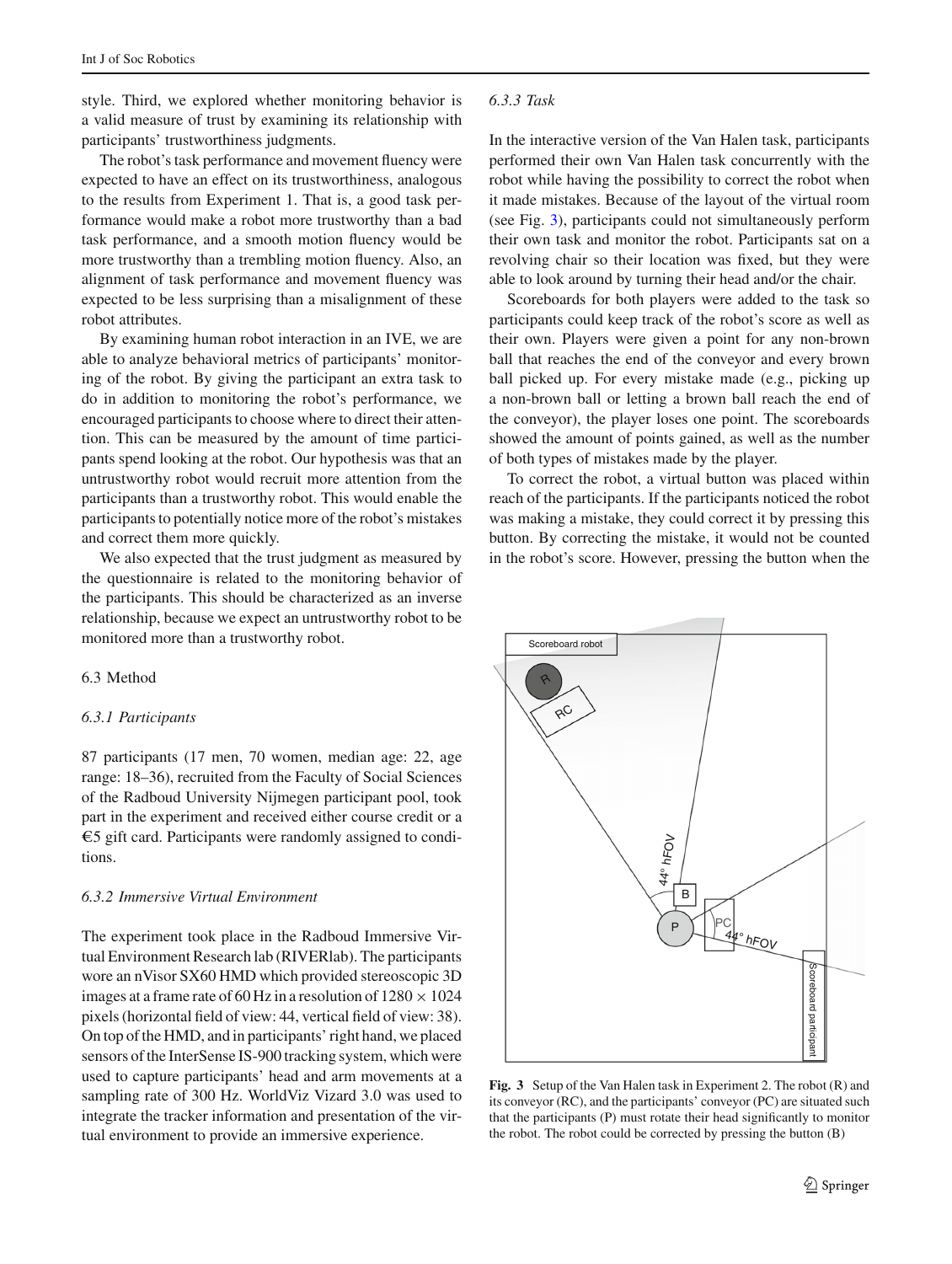style. Third, we explored whether monitoring behavior is a valid measure of trust by examining its relationship with participants' trustworthiness judgments.

The robot's task performance and movement fluency were expected to have an effect on its trustworthiness, analogous to the results from Experiment 1. That is, a good task performance would make a robot more trustworthy than a bad task performance, and a smooth motion fluency would be more trustworthy than a trembling motion fluency. Also, an alignment of task performance and movement fluency was expected to be less surprising than a misalignment of these robot attributes.

By examining human robot interaction in an IVE, we are able to analyze behavioral metrics of participants' monitoring of the robot. By giving the participant an extra task to do in addition to monitoring the robot's performance, we encouraged participants to choose where to direct their attention. This can be measured by the amount of time participants spend looking at the robot. Our hypothesis was that an untrustworthy robot would recruit more attention from the participants than a trustworthy robot. This would enable the participants to potentially notice more of the robot's mistakes and correct them more quickly.

We also expected that the trust judgment as measured by the questionnaire is related to the monitoring behavior of the participants. This should be characterized as an inverse relationship, because we expect an untrustworthy robot to be monitored more than a trustworthy robot.

## 6.3 Method

### *6.3.1 Participants*

87 participants (17 men, 70 women, median age: 22, age range: 18–36), recruited from the Faculty of Social Sciences of the Radboud University Nijmegen participant pool, took part in the experiment and received either course credit or a €5 gift card. Participants were randomly assigned to conditions.

### *6.3.2 Immersive Virtual Environment*

The experiment took place in the Radboud Immersive Virtual Environment Research lab (RIVERlab). The participants wore an nVisor SX60 HMD which provided stereoscopic 3D images at a frame rate of 60 Hz in a resolution of $1280 \times 1024$ pixels (horizontal field of view: 44, vertical field of view: 38). On top of the HMD, and in participants' right hand, we placed sensors of the InterSense IS-900 tracking system, which were used to capture participants' head and arm movements at a sampling rate of 300 Hz. WorldViz Vizard 3.0 was used to integrate the tracker information and presentation of the virtual environment to provide an immersive experience.

### *6.3.3 Task*

In the interactive version of the Van Halen task, participants performed their own Van Halen task concurrently with the robot while having the possibility to correct the robot when it made mistakes. Because of the layout of the virtual room (see Fig. 3), participants could not simultaneously perform their own task and monitor the robot. Participants sat on a revolving chair so their location was fixed, but they were able to look around by turning their head and/or the chair.

Scoreboards for both players were added to the task so participants could keep track of the robot's score as well as their own. Players were given a point for any non-brown ball that reaches the end of the conveyor and every brown ball picked up. For every mistake made (e.g., picking up a non-brown ball or letting a brown ball reach the end of the conveyor), the player loses one point. The scoreboards showed the amount of points gained, as well as the number of both types of mistakes made by the player.

To correct the robot, a virtual button was placed within reach of the participants. If the participants noticed the robot was making a mistake, they could correct it by pressing this button. By correcting the mistake, it would not be counted in the robot's score. However, pressing the button when the

**Fig. 3** Setup of the Van Halen task in Experiment 2. The robot (R) and its conveyor (RC), and the participants' conveyor (PC) are situated such that the participants (P) must rotate their head significantly to monitor the robot. The robot could be corrected by pressing the button (B)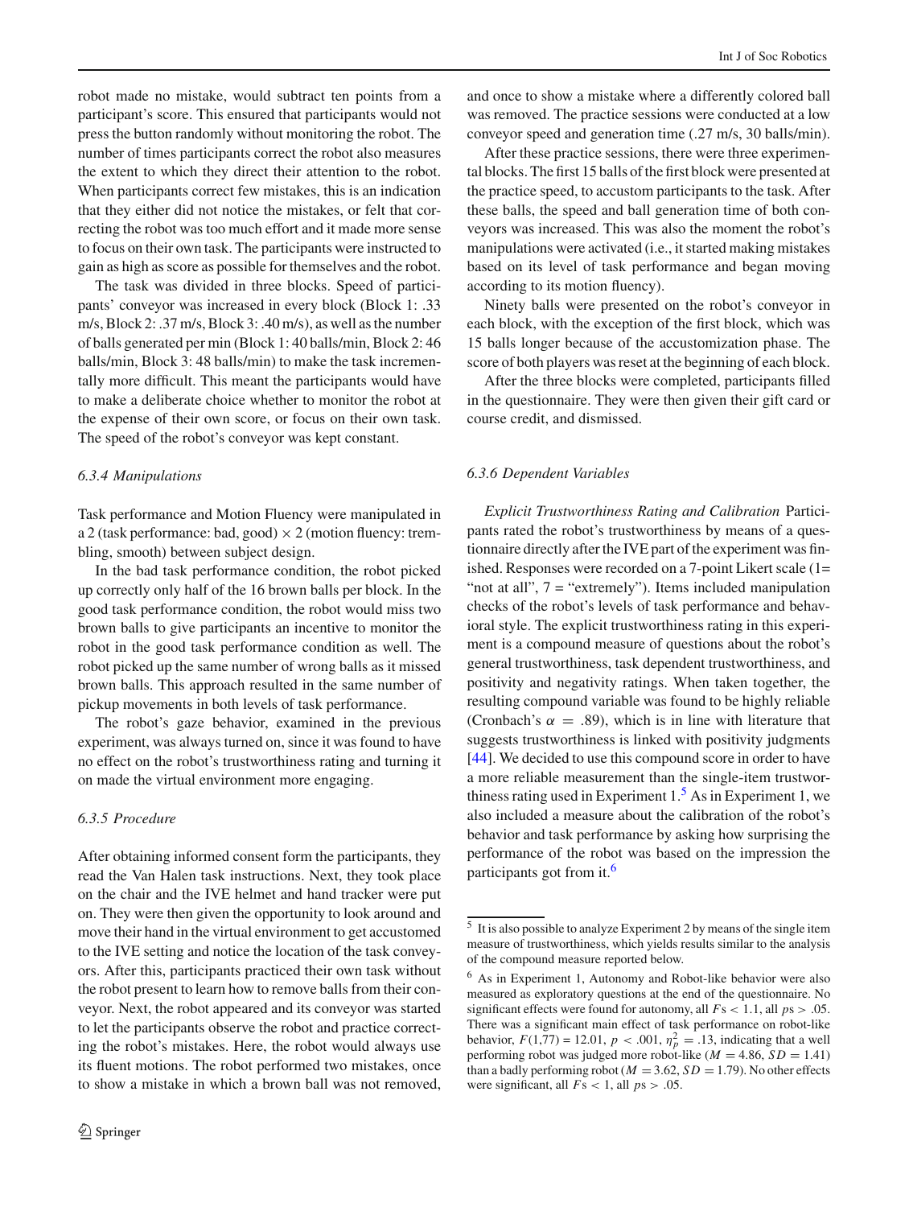robot made no mistake, would subtract ten points from a participant's score. This ensured that participants would not press the button randomly without monitoring the robot. The number of times participants correct the robot also measures the extent to which they direct their attention to the robot. When participants correct few mistakes, this is an indication that they either did not notice the mistakes, or felt that correcting the robot was too much effort and it made more sense to focus on their own task. The participants were instructed to gain as high as score as possible for themselves and the robot.

The task was divided in three blocks. Speed of participants' conveyor was increased in every block (Block 1: .33 m/s, Block 2: .37 m/s, Block 3: .40 m/s), as well as the number of balls generated per min (Block 1: 40 balls/min, Block 2: 46 balls/min, Block 3: 48 balls/min) to make the task incrementally more difficult. This meant the participants would have to make a deliberate choice whether to monitor the robot at the expense of their own score, or focus on their own task. The speed of the robot's conveyor was kept constant.

#### *6.3.4 Manipulations*

Task performance and Motion Fluency were manipulated in a 2 (task performance: bad, good) × 2 (motion fluency: trembling, smooth) between subject design.

In the bad task performance condition, the robot picked up correctly only half of the 16 brown balls per block. In the good task performance condition, the robot would miss two brown balls to give participants an incentive to monitor the robot in the good task performance condition as well. The robot picked up the same number of wrong balls as it missed brown balls. This approach resulted in the same number of pickup movements in both levels of task performance.

The robot's gaze behavior, examined in the previous experiment, was always turned on, since it was found to have no effect on the robot's trustworthiness rating and turning it on made the virtual environment more engaging.

#### *6.3.5 Procedure*

After obtaining informed consent form the participants, they read the Van Halen task instructions. Next, they took place on the chair and the IVE helmet and hand tracker were put on. They were then given the opportunity to look around and move their hand in the virtual environment to get accustomed to the IVE setting and notice the location of the task conveyors. After this, participants practiced their own task without the robot present to learn how to remove balls from their conveyor. Next, the robot appeared and its conveyor was started to let the participants observe the robot and practice correcting the robot's mistakes. Here, the robot would always use its fluent motions. The robot performed two mistakes, once to show a mistake in which a brown ball was not removed, and once to show a mistake where a differently colored ball was removed. The practice sessions were conducted at a low conveyor speed and generation time (.27 m/s, 30 balls/min).

After these practice sessions, there were three experimental blocks. The first 15 balls of the first block were presented at the practice speed, to accustom participants to the task. After these balls, the speed and ball generation time of both conveyors was increased. This was also the moment the robot's manipulations were activated (i.e., it started making mistakes based on its level of task performance and began moving according to its motion fluency).

Ninety balls were presented on the robot's conveyor in each block, with the exception of the first block, which was 15 balls longer because of the accustomization phase. The score of both players was reset at the beginning of each block.

After the three blocks were completed, participants filled in the questionnaire. They were then given their gift card or course credit, and dismissed.

#### *6.3.6 Dependent Variables*

*Explicit Trustworthiness Rating and Calibration* Participants rated the robot's trustworthiness by means of a questionnaire directly after the IVE part of the experiment was finished. Responses were recorded on a 7-point Likert scale (1= "not at all", 7 = "extremely"). Items included manipulation checks of the robot's levels of task performance and behavioral style. The explicit trustworthiness rating in this experiment is a compound measure of questions about the robot's general trustworthiness, task dependent trustworthiness, and positivity and negativity ratings. When taken together, the resulting compound variable was found to be highly reliable (Cronbach's $\alpha = .89$), which is in line with literature that suggests trustworthiness is linked with positivity judgments [44]. We decided to use this compound score in order to have a more reliable measurement than the single-item trustworthiness rating used in Experiment 1.[5] As in Experiment 1, we also included a measure about the calibration of the robot's behavior and task performance by asking how surprising the performance of the robot was based on the impression the participants got from it.[6]

---

[5] It is also possible to analyze Experiment 2 by means of the single item measure of trustworthiness, which yields results similar to the analysis of the compound measure reported below.

[6] As in Experiment 1, Autonomy and Robot-like behavior were also measured as exploratory questions at the end of the questionnaire. No significant effects were found for autonomy, all $F$s $< 1.1$, all $p$s $> .05$. There was a significant main effect of task performance on robot-like behavior, $F(1,77) = 12.01$, $p < .001$, $\eta_p^2 = .13$, indicating that a well performing robot was judged more robot-like ($M = 4.86$, $SD = 1.41$) than a badly performing robot ($M = 3.62$, $SD = 1.79$). No other effects were significant, all $F$s $< 1$, all $p$s $> .05$.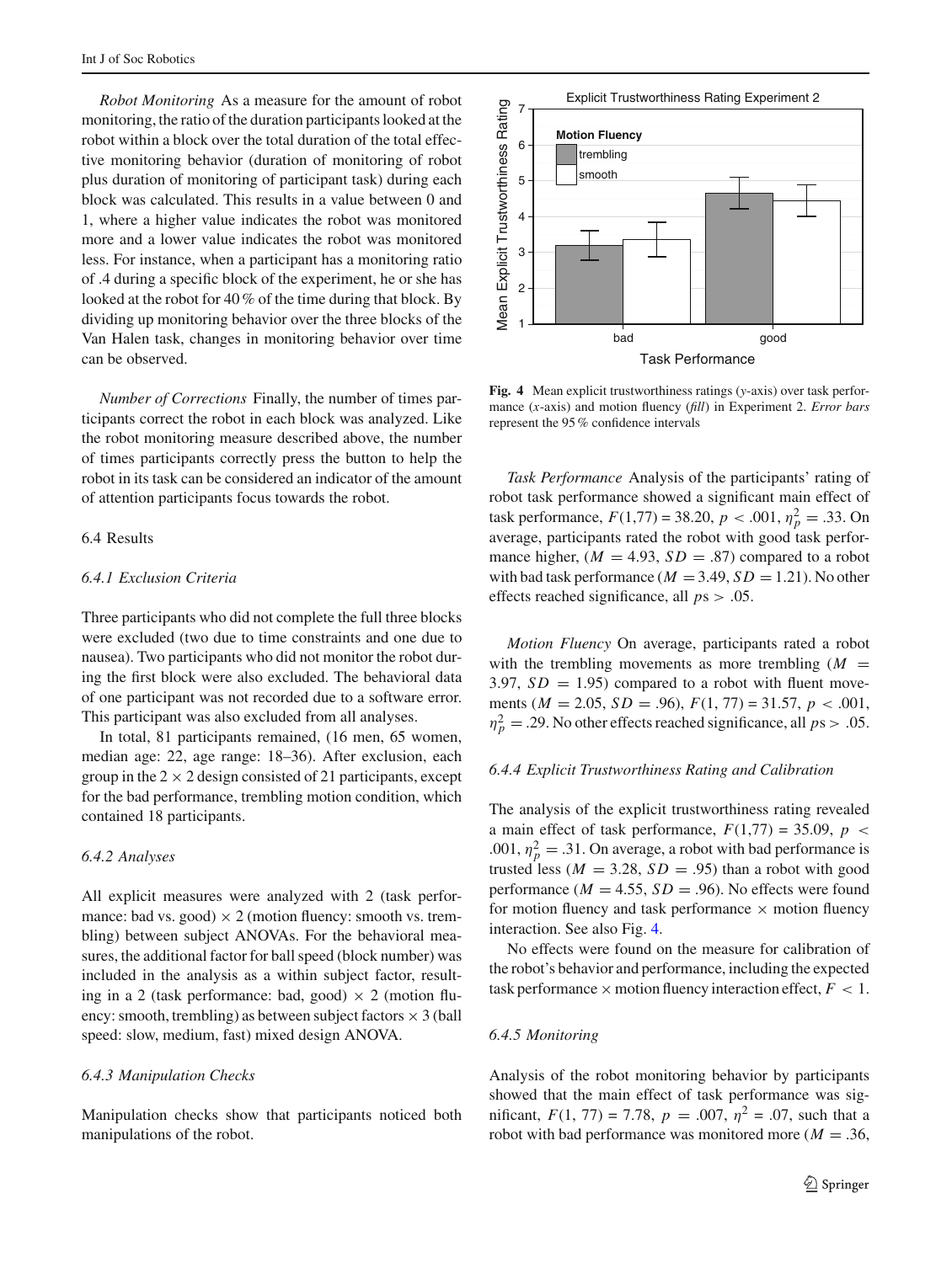*Robot Monitoring* As a measure for the amount of robot monitoring, the ratio of the duration participants looked at the robot within a block over the total duration of the total effective monitoring behavior (duration of monitoring of robot plus duration of monitoring of participant task) during each block was calculated. This results in a value between 0 and 1, where a higher value indicates the robot was monitored more and a lower value indicates the robot was monitored less. For instance, when a participant has a monitoring ratio of .4 during a specific block of the experiment, he or she has looked at the robot for 40 % of the time during that block. By dividing up monitoring behavior over the three blocks of the Van Halen task, changes in monitoring behavior over time can be observed.

*Number of Corrections* Finally, the number of times participants correct the robot in each block was analyzed. Like the robot monitoring measure described above, the number of times participants correctly press the button to help the robot in its task can be considered an indicator of the amount of attention participants focus towards the robot.

### 6.4 Results

#### *6.4.1 Exclusion Criteria*

Three participants who did not complete the full three blocks were excluded (two due to time constraints and one due to nausea). Two participants who did not monitor the robot during the first block were also excluded. The behavioral data of one participant was not recorded due to a software error. This participant was also excluded from all analyses.

In total, 81 participants remained, (16 men, 65 women, median age: 22, age range: 18–36). After exclusion, each group in the $2 \times 2$ design consisted of 21 participants, except for the bad performance, trembling motion condition, which contained 18 participants.

#### *6.4.2 Analyses*

All explicit measures were analyzed with 2 (task performance: bad vs. good) $\times$ 2 (motion fluency: smooth vs. trembling) between subject ANOVAs. For the behavioral measures, the additional factor for ball speed (block number) was included in the analysis as a within subject factor, resulting in a 2 (task performance: bad, good) $\times$ 2 (motion fluency: smooth, trembling) as between subject factors $\times$ 3 (ball speed: slow, medium, fast) mixed design ANOVA.

#### *6.4.3 Manipulation Checks*

Manipulation checks show that participants noticed both manipulations of the robot.

**Fig. 4** Mean explicit trustworthiness ratings (*y*-axis) over task performance (*x*-axis) and motion fluency (*fill*) in Experiment 2. *Error bars* represent the 95 % confidence intervals

*Task Performance* Analysis of the participants' rating of robot task performance showed a significant main effect of task performance, $F(1,77) = 38.20$, $p < .001$, $\eta_p^2 = .33$. On average, participants rated the robot with good task performance higher, ($M = 4.93$, $SD = .87$) compared to a robot with bad task performance ($M = 3.49$, $SD = 1.21$). No other effects reached significance, all $p\text{s} > .05$.

*Motion Fluency* On average, participants rated a robot with the trembling movements as more trembling ($M = 3.97$, $SD = 1.95$) compared to a robot with fluent movements ($M = 2.05$, $SD = .96$), $F(1, 77) = 31.57$, $p < .001$, $\eta_p^2 = .29$. No other effects reached significance, all $p\text{s} > .05$.

#### *6.4.4 Explicit Trustworthiness Rating and Calibration*

The analysis of the explicit trustworthiness rating revealed a main effect of task performance, $F(1,77) = 35.09$, $p < .001$, $\eta_p^2 = .31$. On average, a robot with bad performance is trusted less ($M = 3.28$, $SD = .95$) than a robot with good performance ($M = 4.55$, $SD = .96$). No effects were found for motion fluency and task performance $\times$ motion fluency interaction. See also Fig. 4.

No effects were found on the measure for calibration of the robot's behavior and performance, including the expected task performance $\times$ motion fluency interaction effect, $F < 1$.

#### *6.4.5 Monitoring*

Analysis of the robot monitoring behavior by participants showed that the main effect of task performance was significant, $F(1, 77) = 7.78$, $p = .007$, $\eta^2 = .07$, such that a robot with bad performance was monitored more ($M = .36$,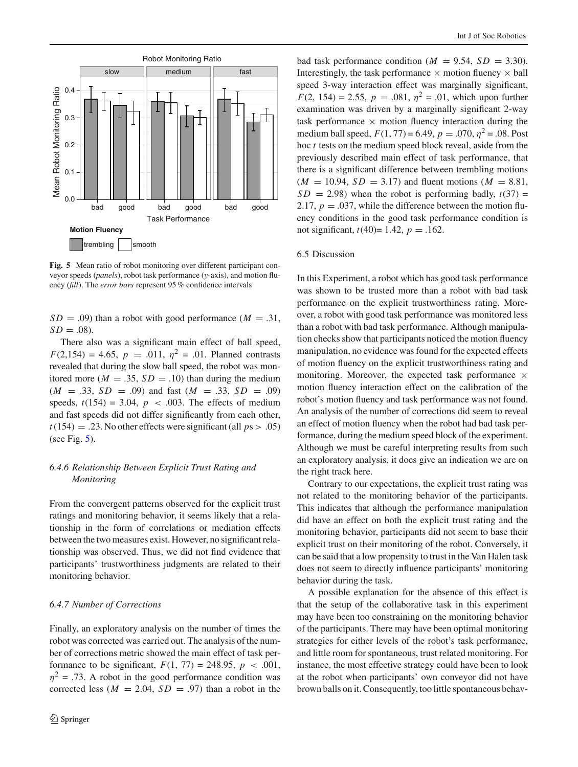Robot Monitoring Ratio

slow

medium

fast

Mean Robot Monitoring Ratio

0.4

0.3

0.2

0.1

0.0

bad good bad good bad good

Task Performance

**Motion Fluency**

trembling smooth

**Fig. 5** Mean ratio of robot monitoring over different participant conveyor speeds (*panels*), robot task performance (*y*-axis), and motion fluency (*fill*). The *error bars* represent 95 % confidence intervals

$SD = .09$) than a robot with good performance ($M = .31$, $SD = .08$).

There also was a significant main effect of ball speed, $F(2,154) = 4.65$, $p = .011$, $\eta^2 = .01$. Planned contrasts revealed that during the slow ball speed, the robot was monitored more ($M = .35$, $SD = .10$) than during the medium ($M = .33$, $SD = .09$) and fast ($M = .33$, $SD = .09$) speeds, $t(154) = 3.04$, $p < .003$. The effects of medium and fast speeds did not differ significantly from each other, $t(154) = .23$. No other effects were significant (all $ps > .05$) (see Fig. 5).

### 6.4.6 Relationship Between Explicit Trust Rating and Monitoring

From the convergent patterns observed for the explicit trust ratings and monitoring behavior, it seems likely that a relationship in the form of correlations or mediation effects between the two measures exist. However, no significant relationship was observed. Thus, we did not find evidence that participants' trustworthiness judgments are related to their monitoring behavior.

### 6.4.7 Number of Corrections

Finally, an exploratory analysis on the number of times the robot was corrected was carried out. The analysis of the number of corrections metric showed the main effect of task performance to be significant, $F(1, 77) = 248.95$, $p < .001$, $\eta^2 = .73$. A robot in the good performance condition was corrected less ($M = 2.04$, $SD = .97$) than a robot in the bad task performance condition ($M = 9.54$, $SD = 3.30$). Interestingly, the task performance $\times$ motion fluency $\times$ ball speed 3-way interaction effect was marginally significant, $F(2, 154) = 2.55$, $p = .081$, $\eta^2 = .01$, which upon further examination was driven by a marginally significant 2-way task performance $\times$ motion fluency interaction during the medium ball speed, $F(1, 77) = 6.49$, $p = .070$, $\eta^2 = .08$. Post hoc *t* tests on the medium speed block reveal, aside from the previously described main effect of task performance, that there is a significant difference between trembling motions ($M = 10.94$, $SD = 3.17$) and fluent motions ($M = 8.81$, $SD = 2.98$) when the robot is performing badly, $t(37) = 2.17$, $p = .037$, while the difference between the motion fluency conditions in the good task performance condition is not significant, $t(40) = 1.42$, $p = .162$.

## 6.5 Discussion

In this Experiment, a robot which has good task performance was shown to be trusted more than a robot with bad task performance on the explicit trustworthiness rating. Moreover, a robot with good task performance was monitored less than a robot with bad task performance. Although manipulation checks show that participants noticed the motion fluency manipulation, no evidence was found for the expected effects of motion fluency on the explicit trustworthiness rating and monitoring. Moreover, the expected task performance $\times$ motion fluency interaction effect on the calibration of the robot's motion fluency and task performance was not found. An analysis of the number of corrections did seem to reveal an effect of motion fluency when the robot had bad task performance, during the medium speed block of the experiment. Although we must be careful interpreting results from such an exploratory analysis, it does give an indication we are on the right track here.

Contrary to our expectations, the explicit trust rating was not related to the monitoring behavior of the participants. This indicates that although the performance manipulation did have an effect on both the explicit trust rating and the monitoring behavior, participants did not seem to base their explicit trust on their monitoring of the robot. Conversely, it can be said that a low propensity to trust in the Van Halen task does not seem to directly influence participants' monitoring behavior during the task.

A possible explanation for the absence of this effect is that the setup of the collaborative task in this experiment may have been too constraining on the monitoring behavior of the participants. There may have been optimal monitoring strategies for either levels of the robot's task performance, and little room for spontaneous, trust related monitoring. For instance, the most effective strategy could have been to look at the robot when participants' own conveyor did not have brown balls on it. Consequently, too little spontaneous behav-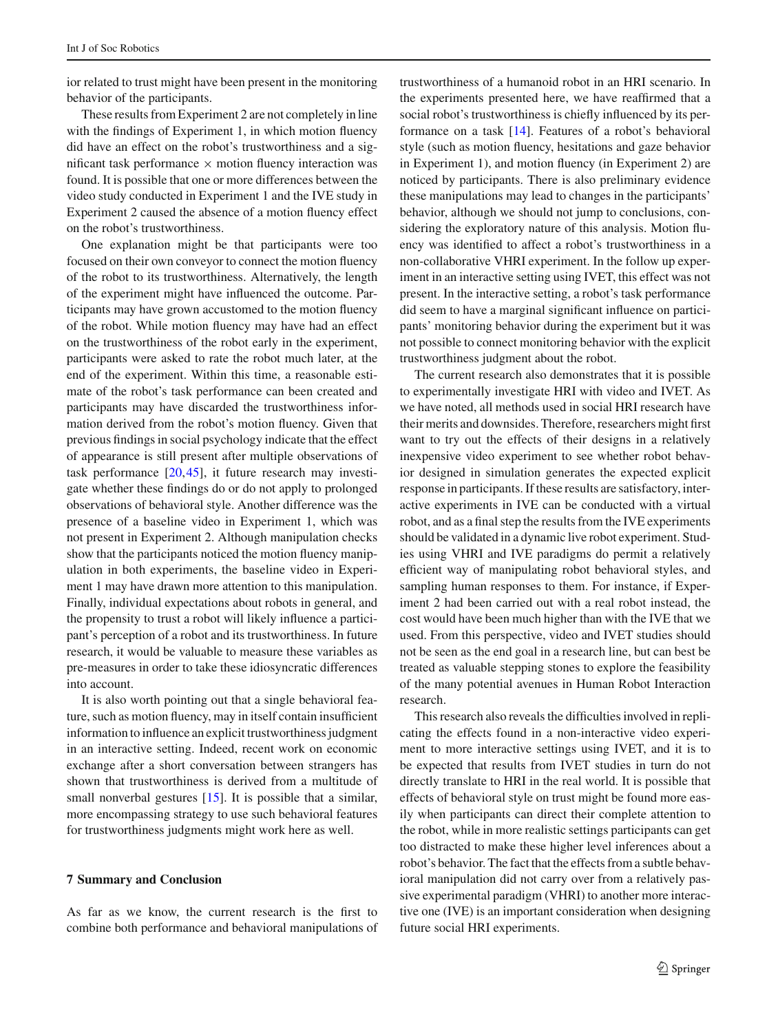ior related to trust might have been present in the monitoring behavior of the participants.

These results from Experiment 2 are not completely in line with the findings of Experiment 1, in which motion fluency did have an effect on the robot's trustworthiness and a significant task performance × motion fluency interaction was found. It is possible that one or more differences between the video study conducted in Experiment 1 and the IVE study in Experiment 2 caused the absence of a motion fluency effect on the robot's trustworthiness.

One explanation might be that participants were too focused on their own conveyor to connect the motion fluency of the robot to its trustworthiness. Alternatively, the length of the experiment might have influenced the outcome. Participants may have grown accustomed to the motion fluency of the robot. While motion fluency may have had an effect on the trustworthiness of the robot early in the experiment, participants were asked to rate the robot much later, at the end of the experiment. Within this time, a reasonable estimate of the robot's task performance can been created and participants may have discarded the trustworthiness information derived from the robot's motion fluency. Given that previous findings in social psychology indicate that the effect of appearance is still present after multiple observations of task performance [20,45], it future research may investigate whether these findings do or do not apply to prolonged observations of behavioral style. Another difference was the presence of a baseline video in Experiment 1, which was not present in Experiment 2. Although manipulation checks show that the participants noticed the motion fluency manipulation in both experiments, the baseline video in Experiment 1 may have drawn more attention to this manipulation. Finally, individual expectations about robots in general, and the propensity to trust a robot will likely influence a participant's perception of a robot and its trustworthiness. In future research, it would be valuable to measure these variables as pre-measures in order to take these idiosyncratic differences into account.

It is also worth pointing out that a single behavioral feature, such as motion fluency, may in itself contain insufficient information to influence an explicit trustworthiness judgment in an interactive setting. Indeed, recent work on economic exchange after a short conversation between strangers has shown that trustworthiness is derived from a multitude of small nonverbal gestures [15]. It is possible that a similar, more encompassing strategy to use such behavioral features for trustworthiness judgments might work here as well.

## 7 Summary and Conclusion

As far as we know, the current research is the first to combine both performance and behavioral manipulations of trustworthiness of a humanoid robot in an HRI scenario. In the experiments presented here, we have reaffirmed that a social robot's trustworthiness is chiefly influenced by its performance on a task [14]. Features of a robot's behavioral style (such as motion fluency, hesitations and gaze behavior in Experiment 1), and motion fluency (in Experiment 2) are noticed by participants. There is also preliminary evidence these manipulations may lead to changes in the participants' behavior, although we should not jump to conclusions, considering the exploratory nature of this analysis. Motion fluency was identified to affect a robot's trustworthiness in a non-collaborative VHRI experiment. In the follow up experiment in an interactive setting using IVET, this effect was not present. In the interactive setting, a robot's task performance did seem to have a marginal significant influence on participants' monitoring behavior during the experiment but it was not possible to connect monitoring behavior with the explicit trustworthiness judgment about the robot.

The current research also demonstrates that it is possible to experimentally investigate HRI with video and IVET. As we have noted, all methods used in social HRI research have their merits and downsides. Therefore, researchers might first want to try out the effects of their designs in a relatively inexpensive video experiment to see whether robot behavior designed in simulation generates the expected explicit response in participants. If these results are satisfactory, interactive experiments in IVE can be conducted with a virtual robot, and as a final step the results from the IVE experiments should be validated in a dynamic live robot experiment. Studies using VHRI and IVE paradigms do permit a relatively efficient way of manipulating robot behavioral styles, and sampling human responses to them. For instance, if Experiment 2 had been carried out with a real robot instead, the cost would have been much higher than with the IVE that we used. From this perspective, video and IVET studies should not be seen as the end goal in a research line, but can best be treated as valuable stepping stones to explore the feasibility of the many potential avenues in Human Robot Interaction research.

This research also reveals the difficulties involved in replicating the effects found in a non-interactive video experiment to more interactive settings using IVET, and it is to be expected that results from IVET studies in turn do not directly translate to HRI in the real world. It is possible that effects of behavioral style on trust might be found more easily when participants can direct their complete attention to the robot, while in more realistic settings participants can get too distracted to make these higher level inferences about a robot's behavior. The fact that the effects from a subtle behavioral manipulation did not carry over from a relatively passive experimental paradigm (VHRI) to another more interactive one (IVE) is an important consideration when designing future social HRI experiments.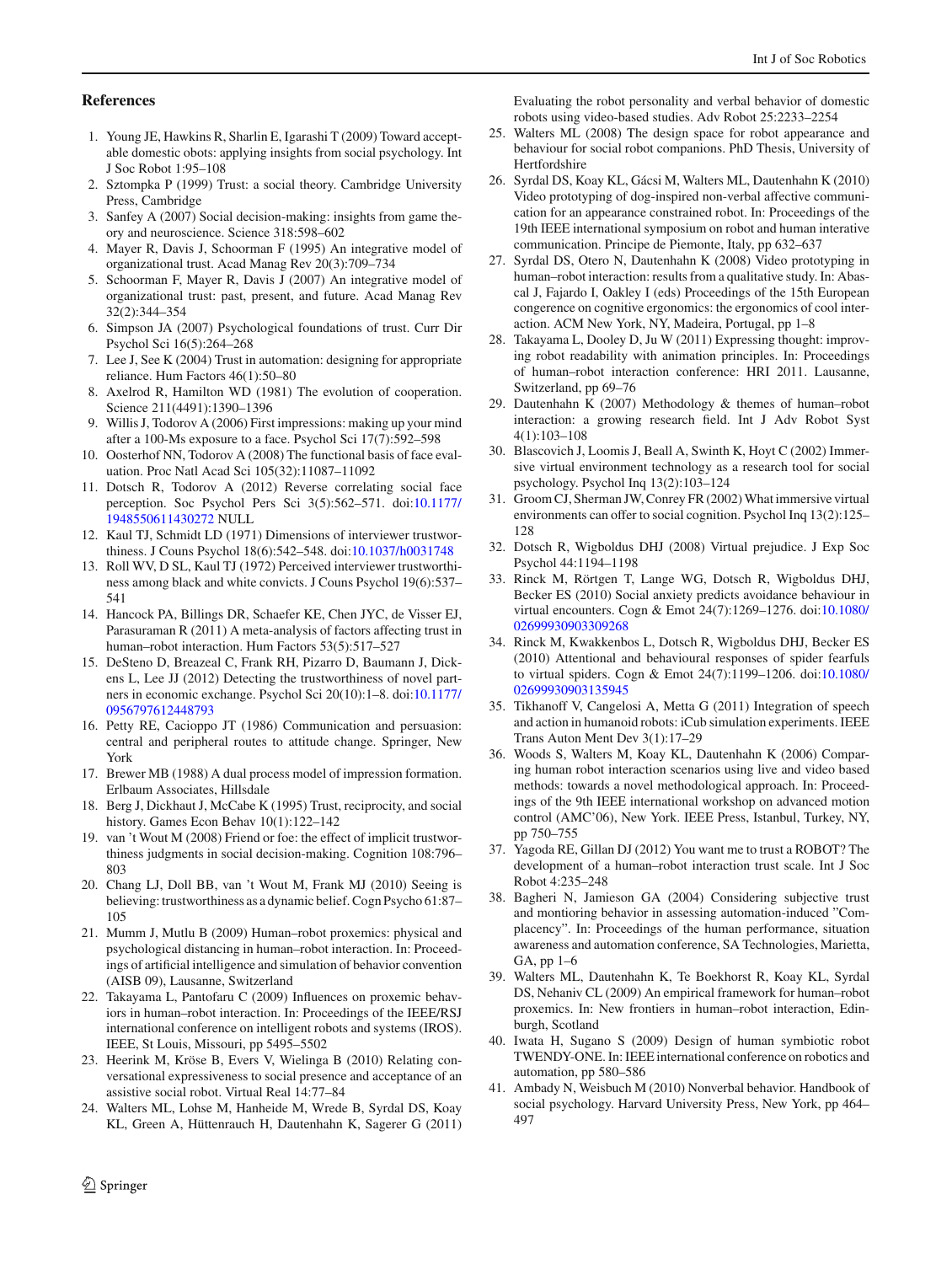## References

1. Young JE, Hawkins R, Sharlin E, Igarashi T (2009) Toward acceptable domestic obots: applying insights from social psychology. Int J Soc Robot 1:95–108
2. Sztompka P (1999) Trust: a social theory. Cambridge University Press, Cambridge
3. Sanfey A (2007) Social decision-making: insights from game theory and neuroscience. Science 318:598–602
4. Mayer R, Davis J, Schoorman F (1995) An integrative model of organizational trust. Acad Manag Rev 20(3):709–734
5. Schoorman F, Mayer R, Davis J (2007) An integrative model of organizational trust: past, present, and future. Acad Manag Rev 32(2):344–354
6. Simpson JA (2007) Psychological foundations of trust. Curr Dir Psychol Sci 16(5):264–268
7. Lee J, See K (2004) Trust in automation: designing for appropriate reliance. Hum Factors 46(1):50–80
8. Axelrod R, Hamilton WD (1981) The evolution of cooperation. Science 211(4491):1390–1396
9. Willis J, Todorov A (2006) First impressions: making up your mind after a 100-Ms exposure to a face. Psychol Sci 17(7):592–598
10. Oosterhof NN, Todorov A (2008) The functional basis of face evaluation. Proc Natl Acad Sci 105(32):11087–11092
11. Dotsch R, Todorov A (2012) Reverse correlating social face perception. Soc Psychol Pers Sci 3(5):562–571. doi:10.1177/1948550611430272 NULL
12. Kaul TJ, Schmidt LD (1971) Dimensions of interviewer trustworthiness. J Couns Psychol 18(6):542–548. doi:10.1037/h0031748
13. Roll WV, D SL, Kaul TJ (1972) Perceived interviewer trustworthiness among black and white convicts. J Couns Psychol 19(6):537–541
14. Hancock PA, Billings DR, Schaefer KE, Chen JYC, de Visser EJ, Parasuraman R (2011) A meta-analysis of factors affecting trust in human–robot interaction. Hum Factors 53(5):517–527
15. DeSteno D, Breazeal C, Frank RH, Pizarro D, Baumann J, Dickens L, Lee JJ (2012) Detecting the trustworthiness of novel partners in economic exchange. Psychol Sci 20(10):1–8. doi:10.1177/0956797612448793
16. Petty RE, Cacioppo JT (1986) Communication and persuasion: central and peripheral routes to attitude change. Springer, New York
17. Brewer MB (1988) A dual process model of impression formation. Erlbaum Associates, Hillsdale
18. Berg J, Dickhaut J, McCabe K (1995) Trust, reciprocity, and social history. Games Econ Behav 10(1):122–142
19. van 't Wout M (2008) Friend or foe: the effect of implicit trustworthiness judgments in social decision-making. Cognition 108:796–803
20. Chang LJ, Doll BB, van 't Wout M, Frank MJ (2010) Seeing is believing: trustworthiness as a dynamic belief. Cogn Psycho 61:87–105
21. Mumm J, Mutlu B (2009) Human–robot proxemics: physical and psychological distancing in human–robot interaction. In: Proceedings of artificial intelligence and simulation of behavior convention (AISB 09), Lausanne, Switzerland
22. Takayama L, Pantofaru C (2009) Influences on proxemic behaviors in human–robot interaction. In: Proceedings of the IEEE/RSJ international conference on intelligent robots and systems (IROS). IEEE, St Louis, Missouri, pp 5495–5502
23. Heerink M, Kröse B, Evers V, Wielinga B (2010) Relating conversational expressiveness to social presence and acceptance of an assistive social robot. Virtual Real 14:77–84
24. Walters ML, Lohse M, Hanheide M, Wrede B, Syrdal DS, Koay KL, Green A, Hüttenrauch H, Dautenhahn K, Sagerer G (2011) Evaluating the robot personality and verbal behavior of domestic robots using video-based studies. Adv Robot 25:2233–2254
25. Walters ML (2008) The design space for robot appearance and behaviour for social robot companions. PhD Thesis, University of Hertfordshire
26. Syrdal DS, Koay KL, Gácsi M, Walters ML, Dautenhahn K (2010) Video prototyping of dog-inspired non-verbal affective communication for an appearance constrained robot. In: Proceedings of the 19th IEEE international symposium on robot and human interative communication. Principe de Piemonte, Italy, pp 632–637
27. Syrdal DS, Otero N, Dautenhahn K (2008) Video prototyping in human–robot interaction: results from a qualitative study. In: Abascal J, Fajardo I, Oakley I (eds) Proceedings of the 15th European congerence on cognitive ergonomics: the ergonomics of cool interaction. ACM New York, NY, Madeira, Portugal, pp 1–8
28. Takayama L, Dooley D, Ju W (2011) Expressing thought: improving robot readability with animation principles. In: Proceedings of human–robot interaction conference: HRI 2011. Lausanne, Switzerland, pp 69–76
29. Dautenhahn K (2007) Methodology & themes of human–robot interaction: a growing research field. Int J Adv Robot Syst 4(1):103–108
30. Blascovich J, Loomis J, Beall A, Swinth K, Hoyt C (2002) Immersive virtual environment technology as a research tool for social psychology. Psychol Inq 13(2):103–124
31. Groom CJ, Sherman JW, Conrey FR (2002) What immersive virtual environments can offer to social cognition. Psychol Inq 13(2):125–128
32. Dotsch R, Wigboldus DHJ (2008) Virtual prejudice. J Exp Soc Psychol 44:1194–1198
33. Rinck M, Rörtgen T, Lange WG, Dotsch R, Wigboldus DHJ, Becker ES (2010) Social anxiety predicts avoidance behaviour in virtual encounters. Cogn & Emot 24(7):1269–1276. doi:10.1080/02699930903309268
34. Rinck M, Kwakkenbos L, Dotsch R, Wigboldus DHJ, Becker ES (2010) Attentional and behavioural responses of spider fearfuls to virtual spiders. Cogn & Emot 24(7):1199–1206. doi:10.1080/02699930903135945
35. Tikhanoff V, Cangelosi A, Metta G (2011) Integration of speech and action in humanoid robots: iCub simulation experiments. IEEE Trans Auton Ment Dev 3(1):17–29
36. Woods S, Walters M, Koay KL, Dautenhahn K (2006) Comparing human robot interaction scenarios using live and video based methods: towards a novel methodological approach. In: Proceedings of the 9th IEEE international workshop on advanced motion control (AMC'06), New York. IEEE Press, Istanbul, Turkey, NY, pp 750–755
37. Yagoda RE, Gillan DJ (2012) You want me to trust a ROBOT? The development of a human–robot interaction trust scale. Int J Soc Robot 4:235–248
38. Bagheri N, Jamieson GA (2004) Considering subjective trust and montioring behavior in assessing automation-induced "Complacency". In: Proceedings of the human performance, situation awareness and automation conference, SA Technologies, Marietta, GA, pp 1–6
39. Walters ML, Dautenhahn K, Te Boekhorst R, Koay KL, Syrdal DS, Nehaniv CL (2009) An empirical framework for human–robot proxemics. In: New frontiers in human–robot interaction, Edinburgh, Scotland
40. Iwata H, Sugano S (2009) Design of human symbiotic robot TWENDY-ONE. In: IEEE international conference on robotics and automation, pp 580–586
41. Ambady N, Weisbuch M (2010) Nonverbal behavior. Handbook of social psychology. Harvard University Press, New York, pp 464–497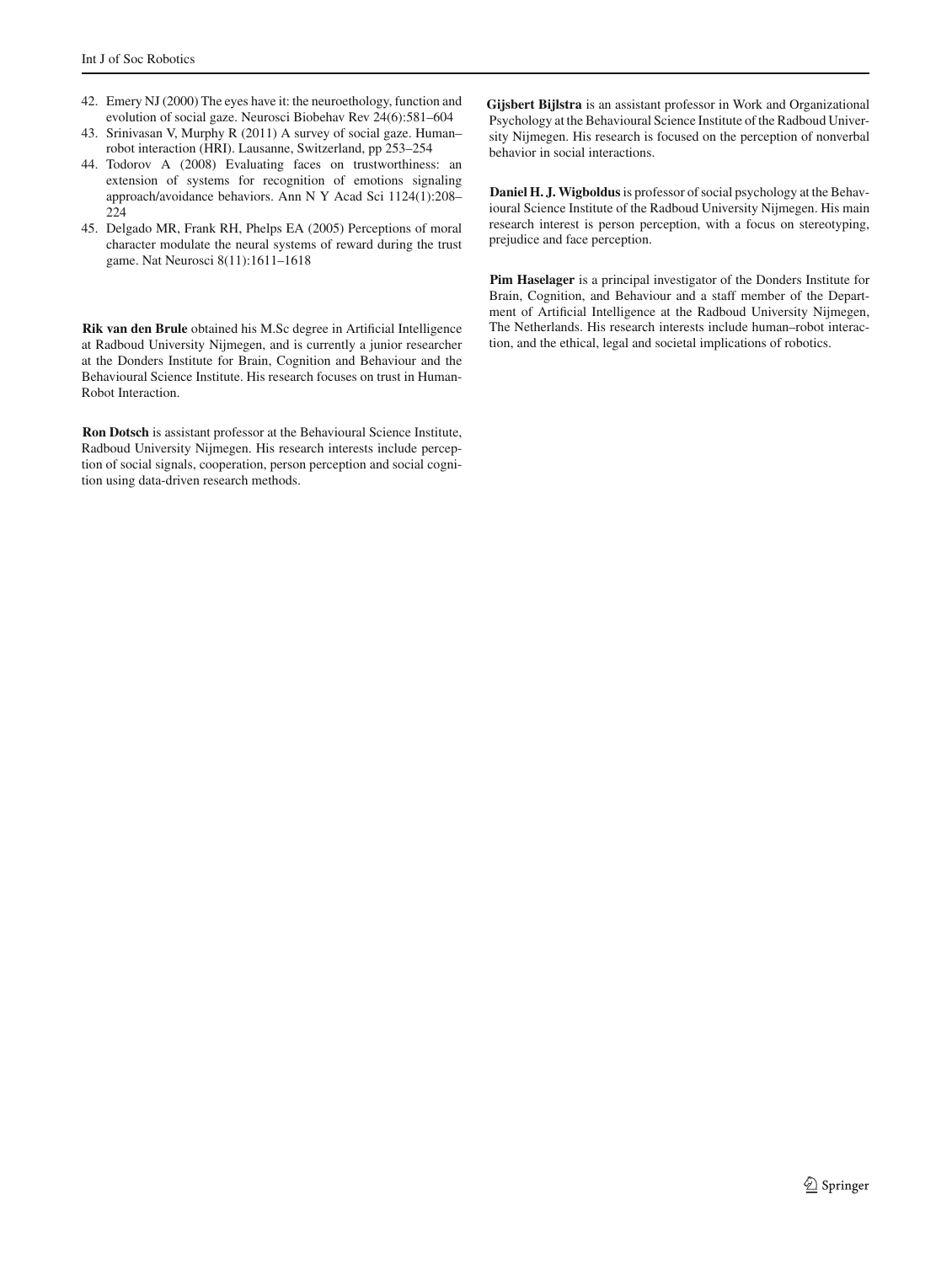42. Emery NJ (2000) The eyes have it: the neuroethology, function and evolution of social gaze. Neurosci Biobehav Rev 24(6):581–604
43. Srinivasan V, Murphy R (2011) A survey of social gaze. Human–robot interaction (HRI). Lausanne, Switzerland, pp 253–254
44. Todorov A (2008) Evaluating faces on trustworthiness: an extension of systems for recognition of emotions signaling approach/avoidance behaviors. Ann N Y Acad Sci 1124(1):208–224
45. Delgado MR, Frank RH, Phelps EA (2005) Perceptions of moral character modulate the neural systems of reward during the trust game. Nat Neurosci 8(11):1611–1618

**Rik van den Brule** obtained his M.Sc degree in Artificial Intelligence at Radboud University Nijmegen, and is currently a junior researcher at the Donders Institute for Brain, Cognition and Behaviour and the Behavioural Science Institute. His research focuses on trust in Human-Robot Interaction.

**Ron Dotsch** is assistant professor at the Behavioural Science Institute, Radboud University Nijmegen. His research interests include perception of social signals, cooperation, person perception and social cognition using data-driven research methods.

**Gijsbert Bijlstra** is an assistant professor in Work and Organizational Psychology at the Behavioural Science Institute of the Radboud University Nijmegen. His research is focused on the perception of nonverbal behavior in social interactions.

**Daniel H. J. Wigboldus** is professor of social psychology at the Behavioural Science Institute of the Radboud University Nijmegen. His main research interest is person perception, with a focus on stereotyping, prejudice and face perception.

**Pim Haselager** is a principal investigator of the Donders Institute for Brain, Cognition, and Behaviour and a staff member of the Department of Artificial Intelligence at the Radboud University Nijmegen, The Netherlands. His research interests include human–robot interaction, and the ethical, legal and societal implications of robotics.